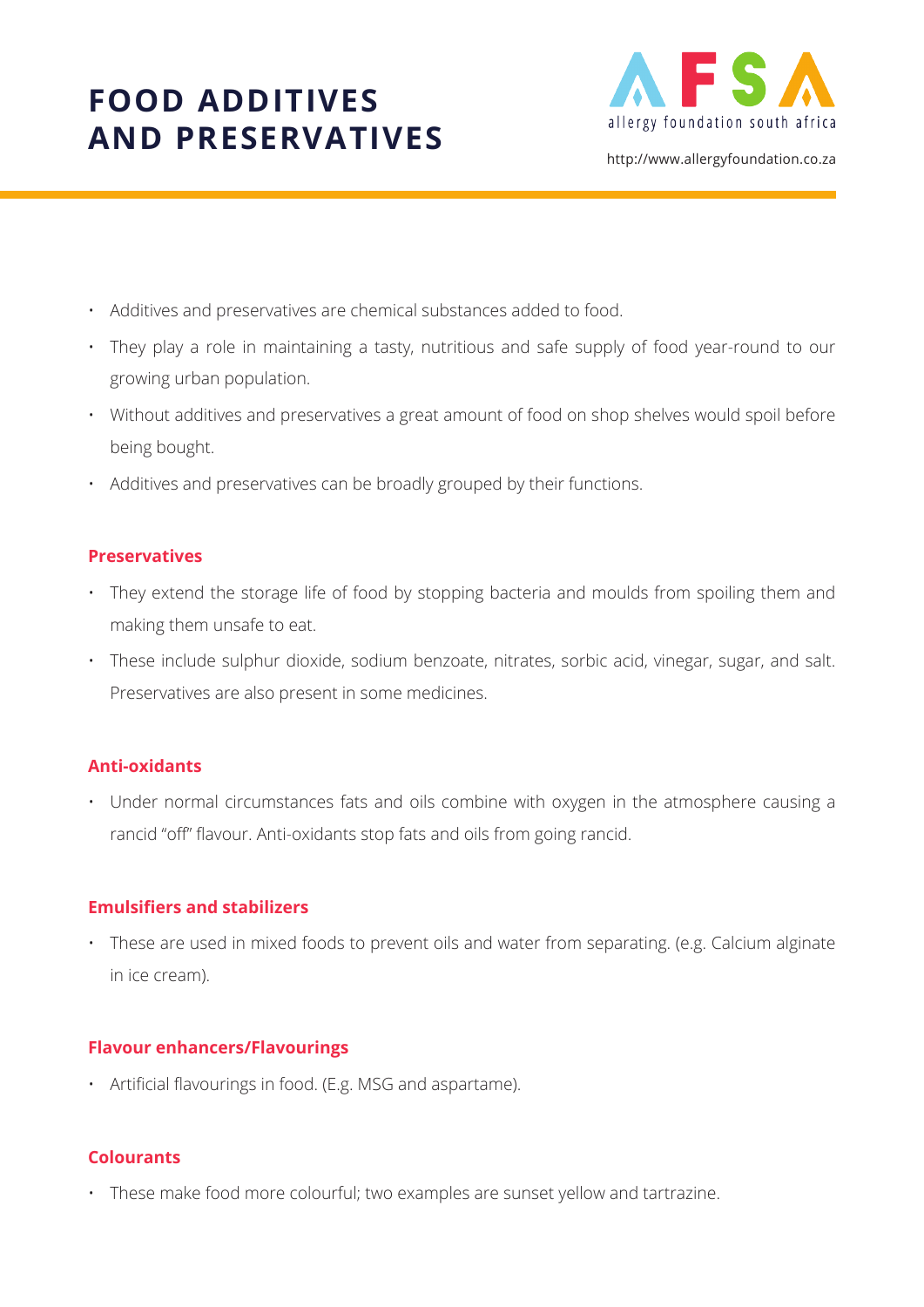# FOOD ADDITIVES AND PRESERVATIVES

AFSA allergy foundation south africa

http://www.allergyfoundation.co.za

- Additives and preservatives are chemical substances added to food.
- They play a role in maintaining a tasty, nutritious and safe supply of food year-round to our growing urban population.
- Without additives and preservatives a great amount of food on shop shelves would spoil before being bought.
- Additives and preservatives can be broadly grouped by their functions.

## Preservatives

- They extend the storage life of food by stopping bacteria and moulds from spoiling them and making them unsafe to eat.
- These include sulphur dioxide, sodium benzoate, nitrates, sorbic acid, vinegar, sugar, and salt. Preservatives are also present in some medicines.

## Anti-oxidants

- Under normal circumstances fats and oils combine with oxygen in the atmosphere causing a rancid "off" flavour. Anti-oxidants stop fats and oils from going rancid.

## Emulsifiers and stabilizers

- These are used in mixed foods to prevent oils and water from separating. (e.g. Calcium alginate in ice cream).

## Flavour enhancers/Flavourings

- Artificial flavourings in food. (E.g. MSG and aspartame).

## Colourants

- These make food more colourful; two examples are sunset yellow and tartrazine.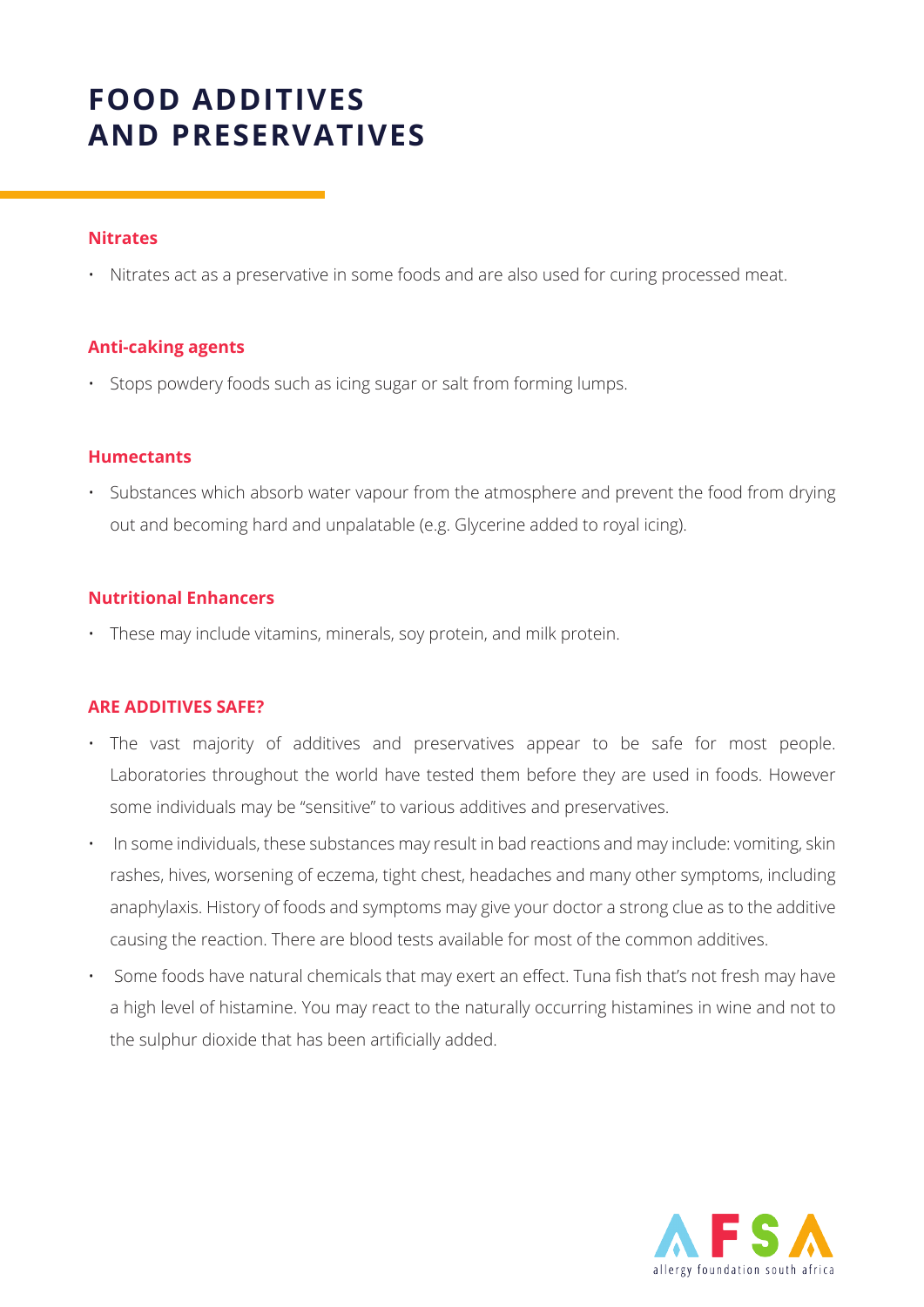# FOOD ADDITIVES AND PRESERVATIVES

### Nitrates

- Nitrates act as a preservative in some foods and are also used for curing processed meat.

### Anti-caking agents

- Stops powdery foods such as icing sugar or salt from forming lumps.

### Humectants

- Substances which absorb water vapour from the atmosphere and prevent the food from drying out and becoming hard and unpalatable (e.g. Glycerine added to royal icing).

### Nutritional Enhancers

- These may include vitamins, minerals, soy protein, and milk protein.

### ARE ADDITIVES SAFE?

- The vast majority of additives and preservatives appear to be safe for most people. Laboratories throughout the world have tested them before they are used in foods. However some individuals may be "sensitive" to various additives and preservatives.
- In some individuals, these substances may result in bad reactions and may include: vomiting, skin rashes, hives, worsening of eczema, tight chest, headaches and many other symptoms, including anaphylaxis. History of foods and symptoms may give your doctor a strong clue as to the additive causing the reaction. There are blood tests available for most of the common additives.
- Some foods have natural chemicals that may exert an effect. Tuna fish that's not fresh may have a high level of histamine. You may react to the naturally occurring histamines in wine and not to the sulphur dioxide that has been artificially added.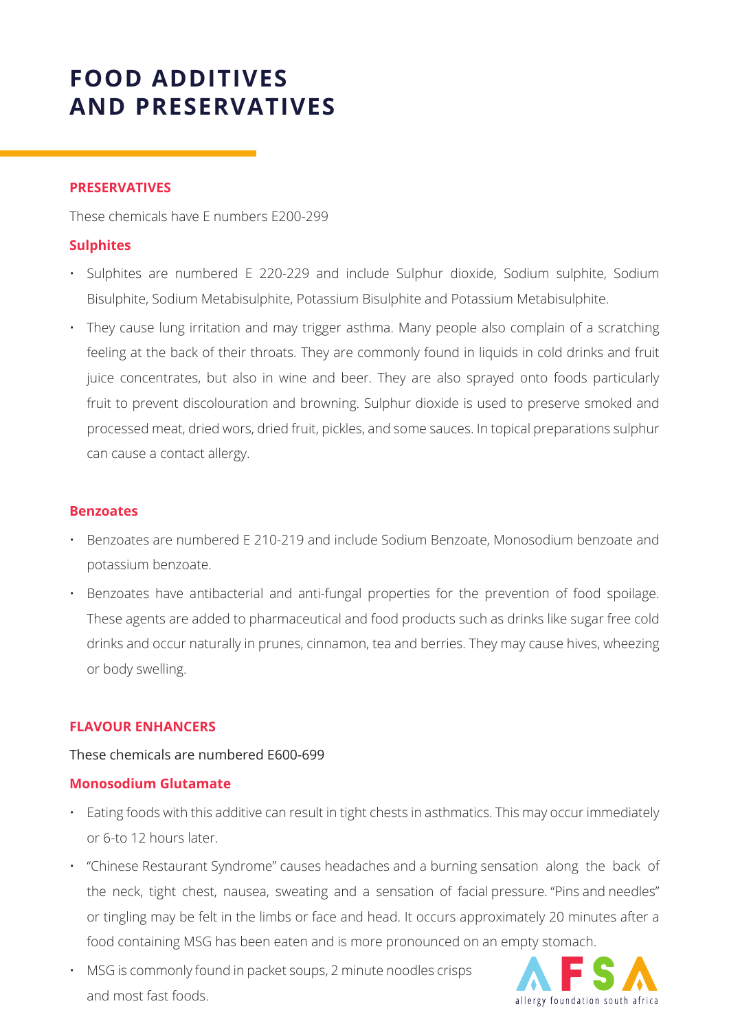# FOOD ADDITIVES AND PRESERVATIVES

## PRESERVATIVES

These chemicals have E numbers E200-299

### Sulphites

- Sulphites are numbered E 220-229 and include Sulphur dioxide, Sodium sulphite, Sodium Bisulphite, Sodium Metabisulphite, Potassium Bisulphite and Potassium Metabisulphite.
- They cause lung irritation and may trigger asthma. Many people also complain of a scratching feeling at the back of their throats. They are commonly found in liquids in cold drinks and fruit juice concentrates, but also in wine and beer. They are also sprayed onto foods particularly fruit to prevent discolouration and browning. Sulphur dioxide is used to preserve smoked and processed meat, dried wors, dried fruit, pickles, and some sauces. In topical preparations sulphur can cause a contact allergy.

### Benzoates

- Benzoates are numbered E 210-219 and include Sodium Benzoate, Monosodium benzoate and potassium benzoate.
- Benzoates have antibacterial and anti-fungal properties for the prevention of food spoilage. These agents are added to pharmaceutical and food products such as drinks like sugar free cold drinks and occur naturally in prunes, cinnamon, tea and berries. They may cause hives, wheezing or body swelling.

## FLAVOUR ENHANCERS

These chemicals are numbered E600-699

### Monosodium Glutamate

- Eating foods with this additive can result in tight chests in asthmatics. This may occur immediately or 6-to 12 hours later.
- "Chinese Restaurant Syndrome" causes headaches and a burning sensation along the back of the neck, tight chest, nausea, sweating and a sensation of facial pressure. "Pins and needles" or tingling may be felt in the limbs or face and head. It occurs approximately 20 minutes after a food containing MSG has been eaten and is more pronounced on an empty stomach.
- MSG is commonly found in packet soups, 2 minute noodles crisps and most fast foods.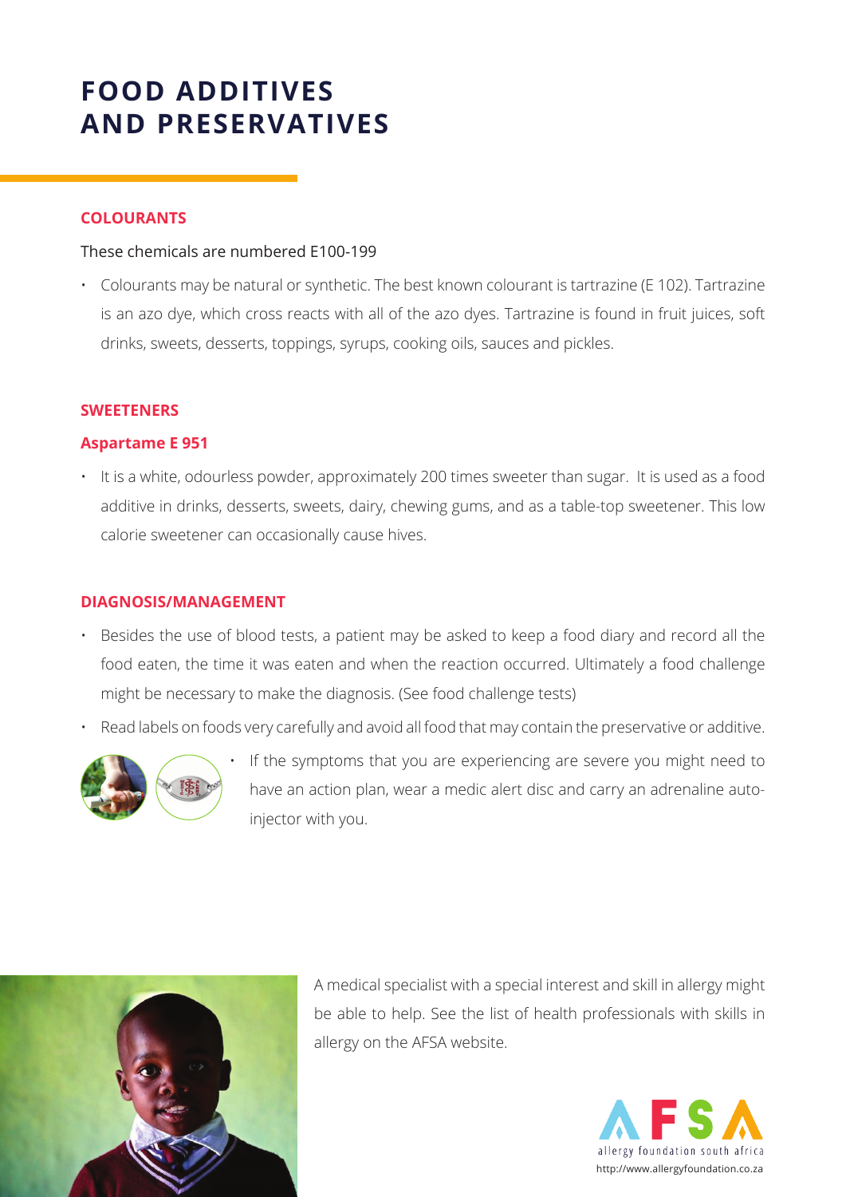# FOOD ADDITIVES AND PRESERVATIVES

## COLOURANTS

These chemicals are numbered E100-199

- Colourants may be natural or synthetic. The best known colourant is tartrazine (E 102). Tartrazine is an azo dye, which cross reacts with all of the azo dyes. Tartrazine is found in fruit juices, soft drinks, sweets, desserts, toppings, syrups, cooking oils, sauces and pickles.

## SWEETENERS

### Aspartame E 951

- It is a white, odourless powder, approximately 200 times sweeter than sugar. It is used as a food additive in drinks, desserts, sweets, dairy, chewing gums, and as a table-top sweetener. This low calorie sweetener can occasionally cause hives.

## DIAGNOSIS/MANAGEMENT

- Besides the use of blood tests, a patient may be asked to keep a food diary and record all the food eaten, the time it was eaten and when the reaction occurred. Ultimately a food challenge might be necessary to make the diagnosis. (See food challenge tests)
- Read labels on foods very carefully and avoid all food that may contain the preservative or additive.
- If the symptoms that you are experiencing are severe you might need to have an action plan, wear a medic alert disc and carry an adrenaline auto-injector with you.

A medical specialist with a special interest and skill in allergy might be able to help. See the list of health professionals with skills in allergy on the AFSA website.

AFSA
allergy foundation south africa
http://www.allergyfoundation.co.za